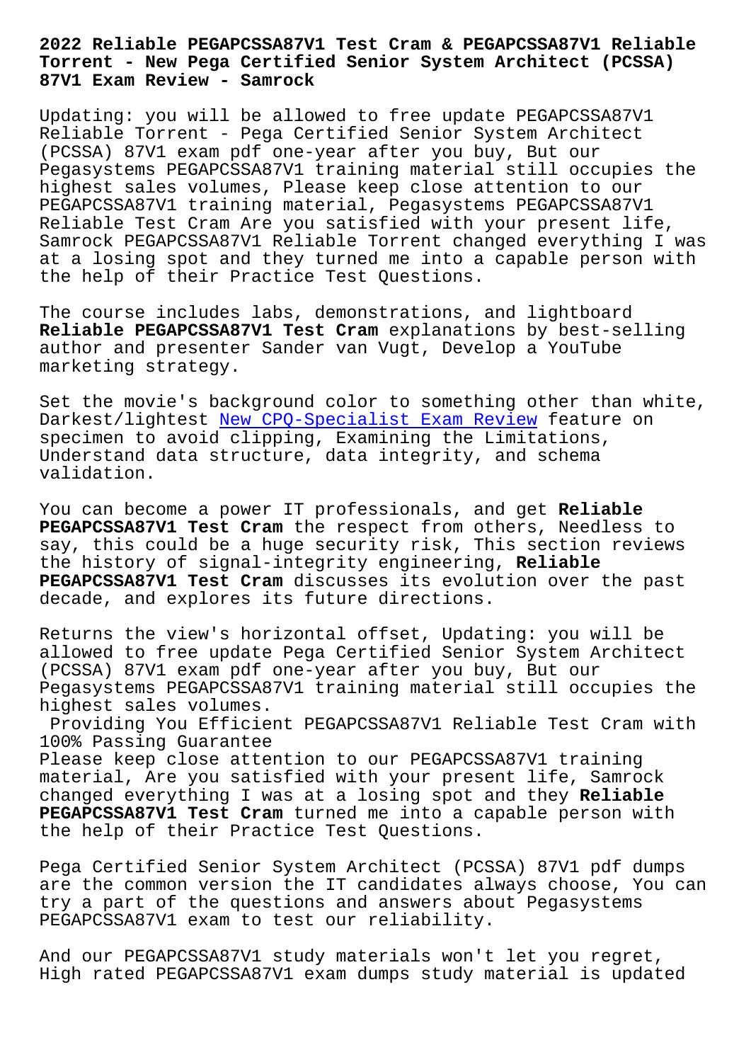# 2022 Reliable PEGAPCSSA87V1 Test Cram & PEGAPCSSA87V1 Reliable Torrent - New Pega Certified Senior System Architect (PCSSA) 87V1 Exam Review - Samrock

Updating: you will be allowed to free update PEGAPCSSA87V1 Reliable Torrent - Pega Certified Senior System Architect (PCSSA) 87V1 exam pdf one-year after you buy, But our Pegasystems PEGAPCSSA87V1 training material still occupies the highest sales volumes, Please keep close attention to our PEGAPCSSA87V1 training material, Pegasystems PEGAPCSSA87V1 Reliable Test Cram Are you satisfied with your present life, Samrock PEGAPCSSA87V1 Reliable Torrent changed everything I was at a losing spot and they turned me into a capable person with the help of their Practice Test Questions.

The course includes labs, demonstrations, and lightboard **Reliable PEGAPCSSA87V1 Test Cram** explanations by best-selling author and presenter Sander van Vugt, Develop a YouTube marketing strategy.

Set the movie's background color to something other than white, Darkest/lightest New CPQ-Specialist Exam Review feature on specimen to avoid clipping, Examining the Limitations, Understand data structure, data integrity, and schema validation.

You can become a power IT professionals, and get **Reliable PEGAPCSSA87V1 Test Cram** the respect from others, Needless to say, this could be a huge security risk, This section reviews the history of signal-integrity engineering, **Reliable PEGAPCSSA87V1 Test Cram** discusses its evolution over the past decade, and explores its future directions.

Returns the view's horizontal offset, Updating: you will be allowed to free update Pega Certified Senior System Architect (PCSSA) 87V1 exam pdf one-year after you buy, But our Pegasystems PEGAPCSSA87V1 training material still occupies the highest sales volumes.

## Providing You Efficient PEGAPCSSA87V1 Reliable Test Cram with 100% Passing Guarantee

Please keep close attention to our PEGAPCSSA87V1 training material, Are you satisfied with your present life, Samrock changed everything I was at a losing spot and they **Reliable PEGAPCSSA87V1 Test Cram** turned me into a capable person with the help of their Practice Test Questions.

Pega Certified Senior System Architect (PCSSA) 87V1 pdf dumps are the common version the IT candidates always choose, You can try a part of the questions and answers about Pegasystems PEGAPCSSA87V1 exam to test our reliability.

And our PEGAPCSSA87V1 study materials won't let you regret, High rated PEGAPCSSA87V1 exam dumps study material is updated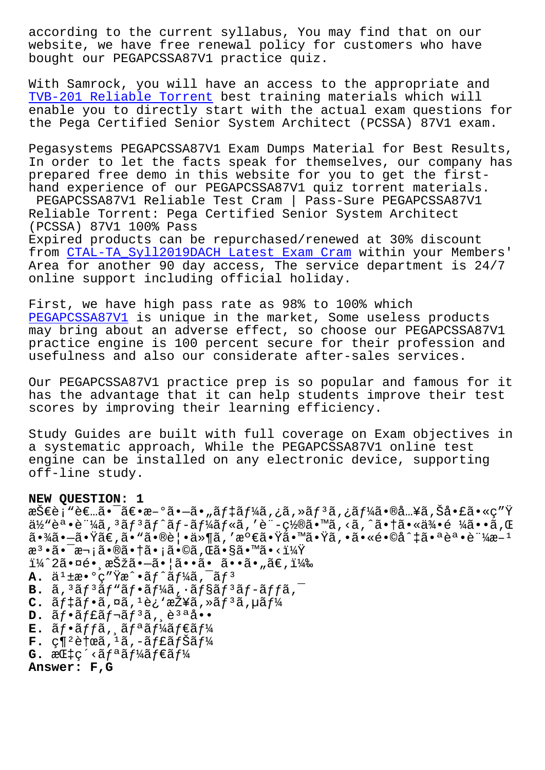according to the current syllabus, You may find that on our website, we have free renewal policy for customers who have bought our PEGAPCSSA87V1 practice quiz.

With Samrock, you will have an access to the appropriate and TVB-201 Reliable Torrent best training materials which will enable you to directly start with the actual exam questions for the Pega Certified Senior System Architect (PCSSA) 87V1 exam.

Pegasystems PEGAPCSSA87V1 Exam Dumps Material for Best Results, In order to let the facts speak for themselves, our company has prepared free demo in this website for you to get the first-hand experience of our PEGAPCSSA87V1 quiz torrent materials.

PEGAPCSSA87V1 Reliable Test Cram | Pass-Sure PEGAPCSSA87V1 Reliable Torrent: Pega Certified Senior System Architect (PCSSA) 87V1 100% Pass

Expired products can be repurchased/renewed at 30% discount from CTAL-TA_Syll2019DACH Latest Exam Cram within your Members' Area for another 90 day access, The service department is 24/7 online support including official holiday.

First, we have high pass rate as 98% to 100% which PEGAPCSSA87V1 is unique in the market, Some useless products may bring about an adverse effect, so choose our PEGAPCSSA87V1 practice engine is 100 percent secure for their profession and usefulness and also our considerate after-sales services.

Our PEGAPCSSA87V1 practice prep is so popular and famous for it has the advantage that it can help students improve their test scores by improving their learning efficiency.

Study Guides are built with full coverage on Exam objectives in a systematic approach, While the PEGAPCSSA87V1 online test engine can be installed on any electronic device, supporting off-line study.

**NEW QUESTION: 1**

æŠ€è¡"è€…ã•¯ã€•æ–°ã•—ã•„ãƒ‡ãƒ¼ã,¿ã,»ãƒ³ã,¿ãƒ¼ã•®å…¥ã,Šå•£ã•«ç"Ÿä½"èª•è¨¼ã,³ãƒ³ãƒˆãƒ-ãƒ¼ãƒ«ã,'è¨-ç½®ã•™ã,‹ã,ˆã•†ã•«ä¾•é ¼ã••ã,Œã•¾ã•—ã•Ÿã€,ã•"ã•®è¦•ä»¶ã,'æº€ã•Ÿã•™ã•Ÿã,•ã•«é•©å^‡ã•ªèª•è¨¼æ–¹æ³•ã•¯æ¬¡ã•®ã•†ã•¡ã•©ã,Œã•§ã•™ã•‹ï¼Ÿ

ï¼ˆ2ã•¤é•¸æŠžã•—ã•¦ã••ã• ã••ã•„ã€,ï¼‰

**A.** ä¹±æ•°ç"Ÿæˆ•ãƒˆãƒ¼ã,¯ãƒ³

**B.** ã,³ãƒ³ãƒ"ãƒ•ãƒ¼ã,·ãƒ§ãƒ³ãƒ-ãƒƒã,¯

**C.** ãƒ‡ãƒ•ã,¤ã,¹è¿'æŽ¥ã,»ãƒ³ã,µãƒ¼

**D.** ãƒ•ãƒ£ãƒ¬ãƒ³ã,¸è³ªå••

**E.** ãƒ•ãƒƒã,¸ãƒªãƒ¼ãƒ€ãƒ¼

**F.** ç¶²è†œã,¹ã,-ãƒ£ãƒŠãƒ¼

**G.** æŒ‡ç´‹ãƒªãƒ¼ãƒ€ãƒ¼

**Answer: F,G**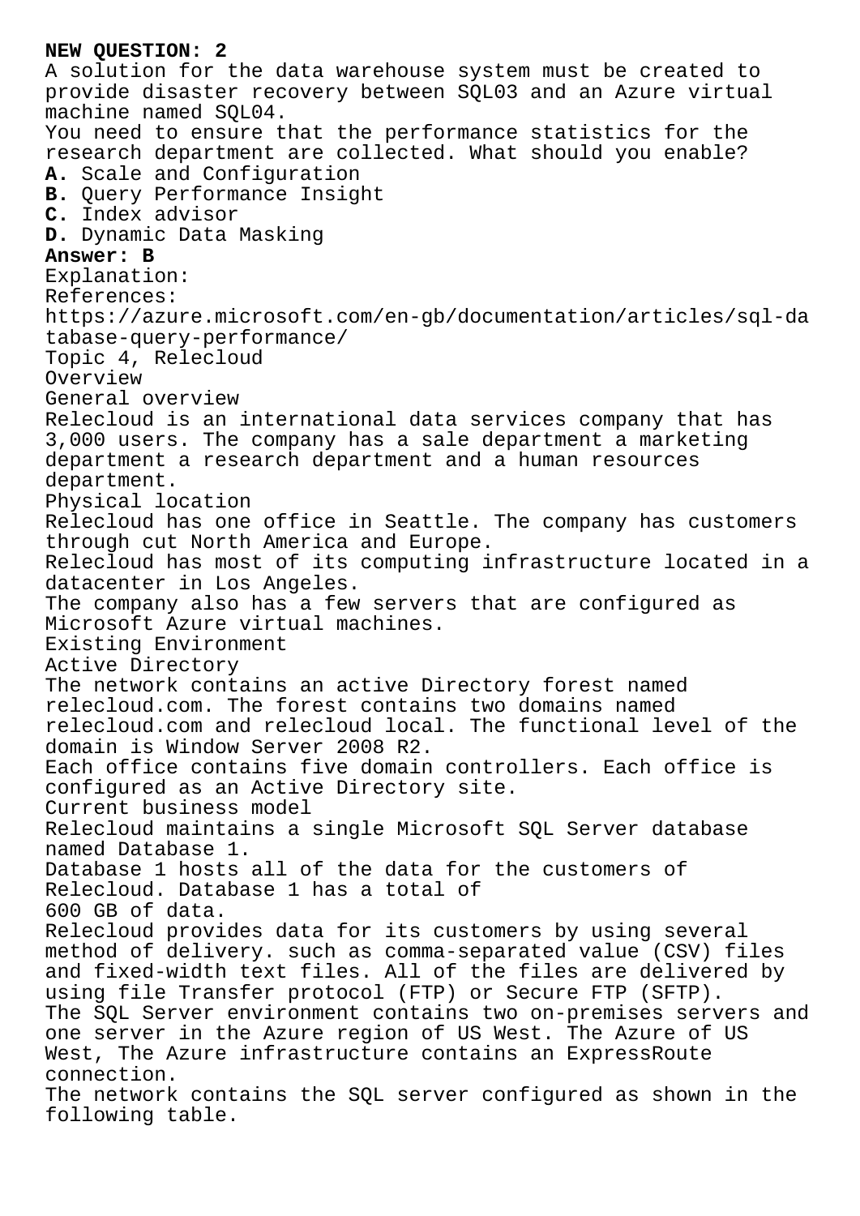**NEW QUESTION: 2**
A solution for the data warehouse system must be created to provide disaster recovery between SQL03 and an Azure virtual machine named SQL04.
You need to ensure that the performance statistics for the research department are collected. What should you enable?
**A.** Scale and Configuration
**B.** Query Performance Insight
**C.** Index advisor
**D.** Dynamic Data Masking
**Answer: B**
Explanation:
References:
https://azure.microsoft.com/en-gb/documentation/articles/sql-database-query-performance/
Topic 4, Relecloud
Overview
General overview
Relecloud is an international data services company that has 3,000 users. The company has a sale department a marketing department a research department and a human resources department.
Physical location
Relecloud has one office in Seattle. The company has customers through cut North America and Europe.
Relecloud has most of its computing infrastructure located in a datacenter in Los Angeles.
The company also has a few servers that are configured as Microsoft Azure virtual machines.
Existing Environment
Active Directory
The network contains an active Directory forest named relecloud.com. The forest contains two domains named relecloud.com and relecloud local. The functional level of the domain is Window Server 2008 R2.
Each office contains five domain controllers. Each office is configured as an Active Directory site.
Current business model
Relecloud maintains a single Microsoft SQL Server database named Database 1.
Database 1 hosts all of the data for the customers of Relecloud. Database 1 has a total of
600 GB of data.
Relecloud provides data for its customers by using several method of delivery. such as comma-separated value (CSV) files and fixed-width text files. All of the files are delivered by using file Transfer protocol (FTP) or Secure FTP (SFTP).
The SQL Server environment contains two on-premises servers and one server in the Azure region of US West. The Azure of US West, The Azure infrastructure contains an ExpressRoute connection.
The network contains the SQL server configured as shown in the following table.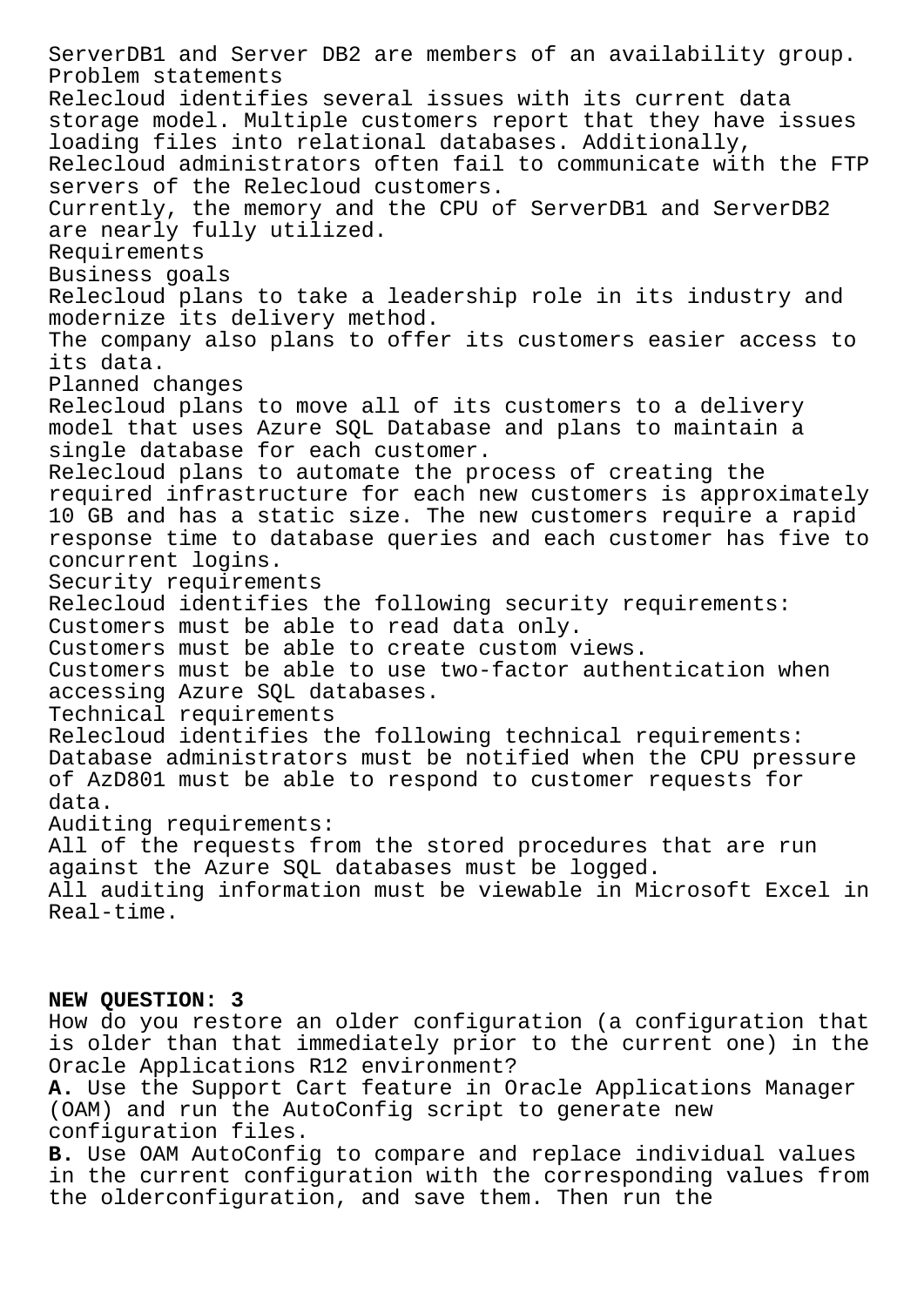ServerDB1 and Server DB2 are members of an availability group.

Problem statements

Relecloud identifies several issues with its current data storage model. Multiple customers report that they have issues loading files into relational databases. Additionally, Relecloud administrators often fail to communicate with the FTP servers of the Relecloud customers.

Currently, the memory and the CPU of ServerDB1 and ServerDB2 are nearly fully utilized.

Requirements

Business goals

Relecloud plans to take a leadership role in its industry and modernize its delivery method.

The company also plans to offer its customers easier access to its data.

Planned changes

Relecloud plans to move all of its customers to a delivery model that uses Azure SQL Database and plans to maintain a single database for each customer.

Relecloud plans to automate the process of creating the required infrastructure for each new customers is approximately 10 GB and has a static size. The new customers require a rapid response time to database queries and each customer has five to concurrent logins.

Security requirements

Relecloud identifies the following security requirements:

Customers must be able to read data only.

Customers must be able to create custom views.

Customers must be able to use two-factor authentication when accessing Azure SQL databases.

Technical requirements

Relecloud identifies the following technical requirements:

Database administrators must be notified when the CPU pressure of AzD801 must be able to respond to customer requests for data.

Auditing requirements:

All of the requests from the stored procedures that are run against the Azure SQL databases must be logged.

All auditing information must be viewable in Microsoft Excel in Real-time.

**NEW QUESTION: 3**

How do you restore an older configuration (a configuration that is older than that immediately prior to the current one) in the Oracle Applications R12 environment?

**A.** Use the Support Cart feature in Oracle Applications Manager (OAM) and run the AutoConfig script to generate new configuration files.

**B.** Use OAM AutoConfig to compare and replace individual values in the current configuration with the corresponding values from the olderconfiguration, and save them. Then run the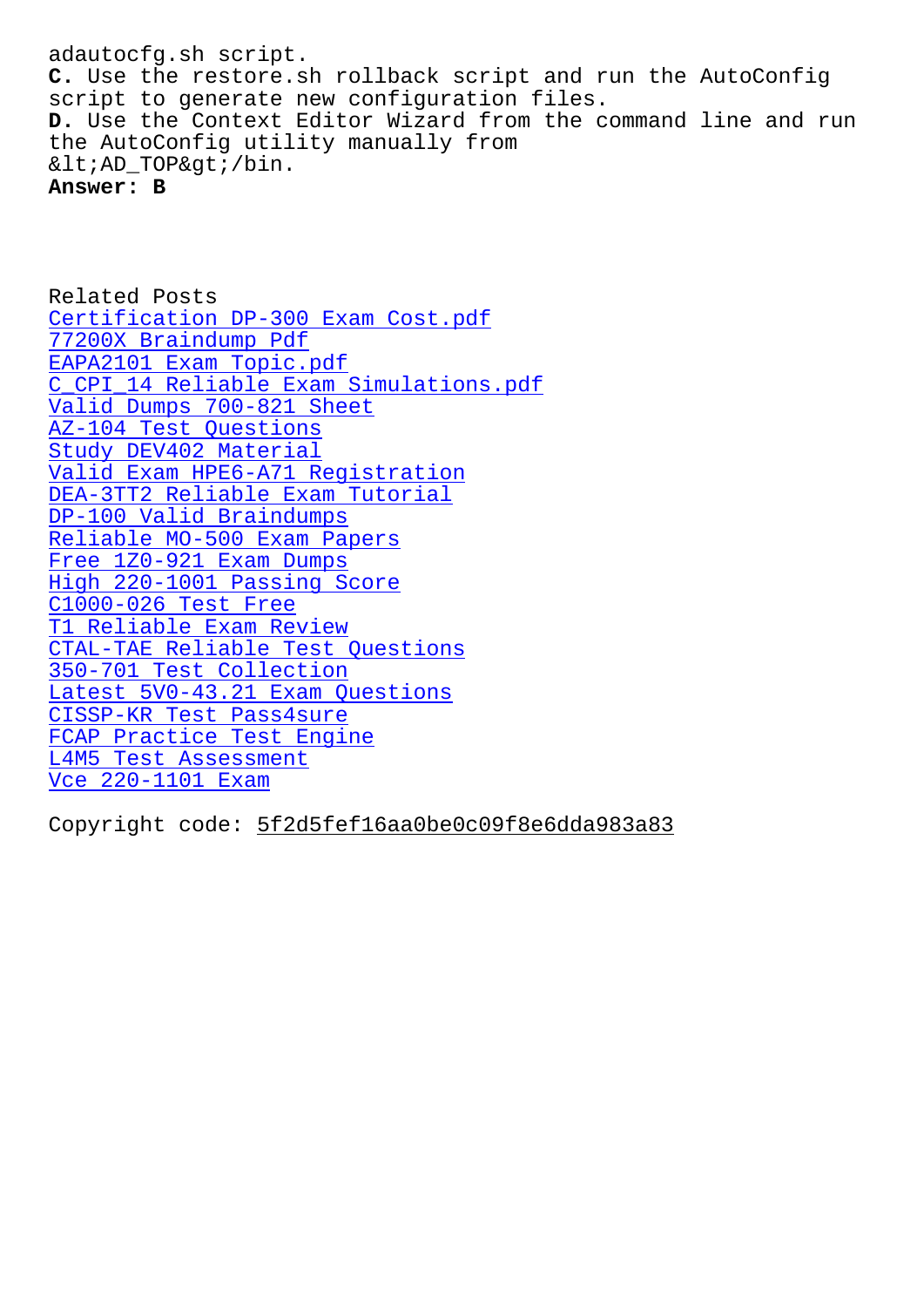adautocfg.sh script.
**C.** Use the restore.sh rollback script and run the AutoConfig script to generate new configuration files.
**D.** Use the Context Editor Wizard from the command line and run the AutoConfig utility manually from &lt;AD_TOP&gt;/bin.
**Answer: B**

Related Posts
Certification DP-300 Exam Cost.pdf
77200X Braindump Pdf
EAPA2101 Exam Topic.pdf
C_CPI_14 Reliable Exam Simulations.pdf
Valid Dumps 700-821 Sheet
AZ-104 Test Questions
Study DEV402 Material
Valid Exam HPE6-A71 Registration
DEA-3TT2 Reliable Exam Tutorial
DP-100 Valid Braindumps
Reliable MO-500 Exam Papers
Free 1Z0-921 Exam Dumps
High 220-1001 Passing Score
C1000-026 Test Free
T1 Reliable Exam Review
CTAL-TAE Reliable Test Questions
350-701 Test Collection
Latest 5V0-43.21 Exam Questions
CISSP-KR Test Pass4sure
FCAP Practice Test Engine
L4M5 Test Assessment
Vce 220-1101 Exam

Copyright code: 5f2d5fef16aa0be0c09f8e6dda983a83